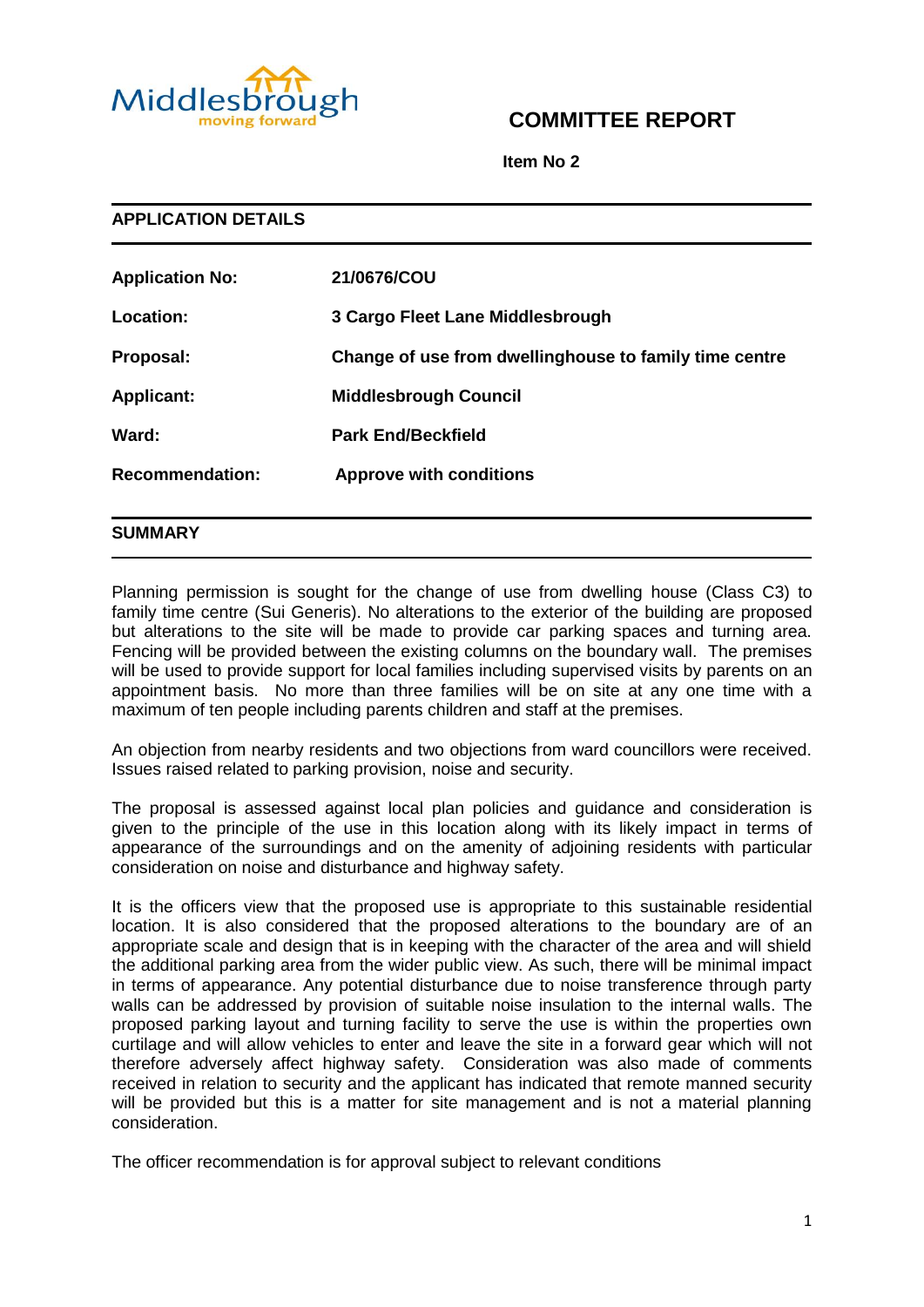Middlesbrough
moving forward

# COMMITTEE REPORT

**Item No 2**

## APPLICATION DETAILS

| | |
|---|---|
| **Application No:** | **21/0676/COU** |
| **Location:** | **3 Cargo Fleet Lane Middlesbrough** |
| **Proposal:** | **Change of use from dwellinghouse to family time centre** |
| **Applicant:** | **Middlesbrough Council** |
| **Ward:** | **Park End/Beckfield** |
| **Recommendation:** | **Approve with conditions** |

## SUMMARY

Planning permission is sought for the change of use from dwelling house (Class C3) to family time centre (Sui Generis). No alterations to the exterior of the building are proposed but alterations to the site will be made to provide car parking spaces and turning area. Fencing will be provided between the existing columns on the boundary wall. The premises will be used to provide support for local families including supervised visits by parents on an appointment basis. No more than three families will be on site at any one time with a maximum of ten people including parents children and staff at the premises.

An objection from nearby residents and two objections from ward councillors were received. Issues raised related to parking provision, noise and security.

The proposal is assessed against local plan policies and guidance and consideration is given to the principle of the use in this location along with its likely impact in terms of appearance of the surroundings and on the amenity of adjoining residents with particular consideration on noise and disturbance and highway safety.

It is the officers view that the proposed use is appropriate to this sustainable residential location. It is also considered that the proposed alterations to the boundary are of an appropriate scale and design that is in keeping with the character of the area and will shield the additional parking area from the wider public view. As such, there will be minimal impact in terms of appearance. Any potential disturbance due to noise transference through party walls can be addressed by provision of suitable noise insulation to the internal walls. The proposed parking layout and turning facility to serve the use is within the properties own curtilage and will allow vehicles to enter and leave the site in a forward gear which will not therefore adversely affect highway safety. Consideration was also made of comments received in relation to security and the applicant has indicated that remote manned security will be provided but this is a matter for site management and is not a material planning consideration.

The officer recommendation is for approval subject to relevant conditions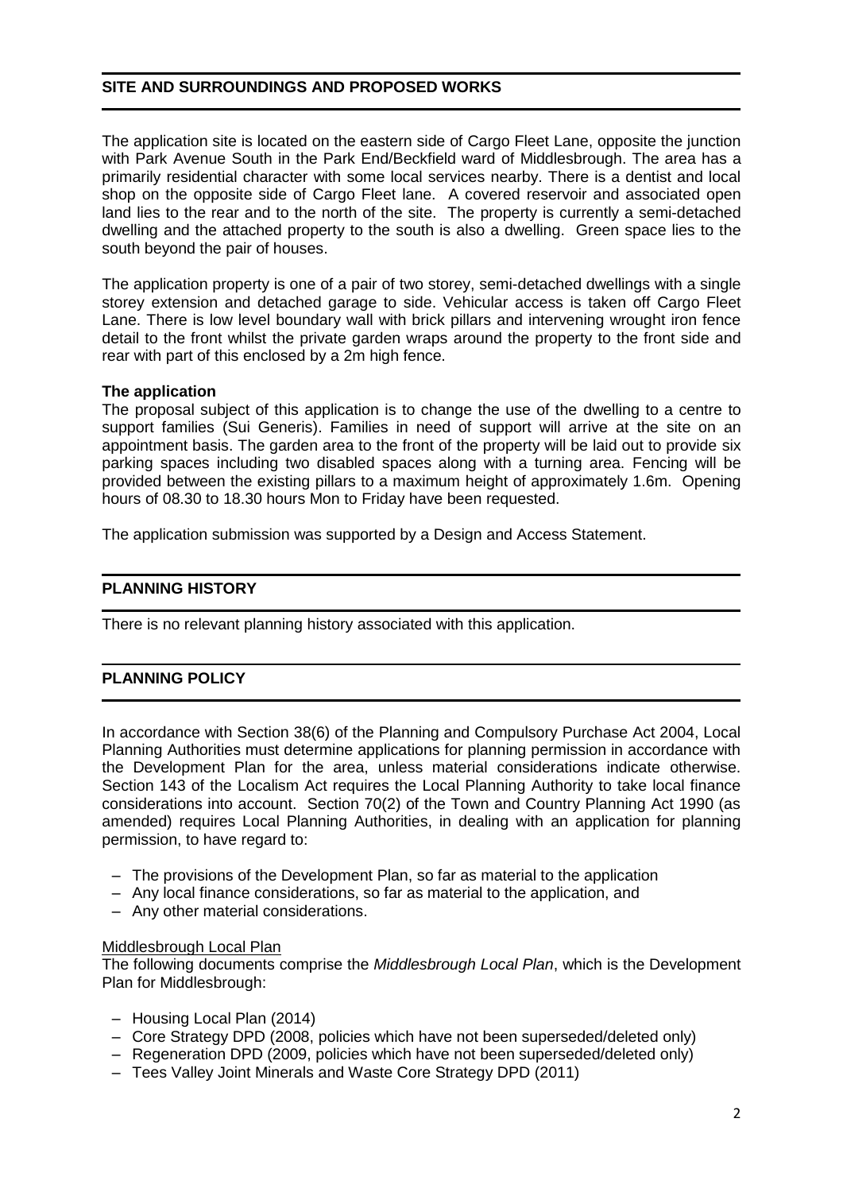## SITE AND SURROUNDINGS AND PROPOSED WORKS

The application site is located on the eastern side of Cargo Fleet Lane, opposite the junction with Park Avenue South in the Park End/Beckfield ward of Middlesbrough. The area has a primarily residential character with some local services nearby. There is a dentist and local shop on the opposite side of Cargo Fleet lane. A covered reservoir and associated open land lies to the rear and to the north of the site. The property is currently a semi-detached dwelling and the attached property to the south is also a dwelling. Green space lies to the south beyond the pair of houses.

The application property is one of a pair of two storey, semi-detached dwellings with a single storey extension and detached garage to side. Vehicular access is taken off Cargo Fleet Lane. There is low level boundary wall with brick pillars and intervening wrought iron fence detail to the front whilst the private garden wraps around the property to the front side and rear with part of this enclosed by a 2m high fence.

**The application**

The proposal subject of this application is to change the use of the dwelling to a centre to support families (Sui Generis). Families in need of support will arrive at the site on an appointment basis. The garden area to the front of the property will be laid out to provide six parking spaces including two disabled spaces along with a turning area. Fencing will be provided between the existing pillars to a maximum height of approximately 1.6m. Opening hours of 08.30 to 18.30 hours Mon to Friday have been requested.

The application submission was supported by a Design and Access Statement.

## PLANNING HISTORY

There is no relevant planning history associated with this application.

## PLANNING POLICY

In accordance with Section 38(6) of the Planning and Compulsory Purchase Act 2004, Local Planning Authorities must determine applications for planning permission in accordance with the Development Plan for the area, unless material considerations indicate otherwise. Section 143 of the Localism Act requires the Local Planning Authority to take local finance considerations into account. Section 70(2) of the Town and Country Planning Act 1990 (as amended) requires Local Planning Authorities, in dealing with an application for planning permission, to have regard to:

– The provisions of the Development Plan, so far as material to the application
– Any local finance considerations, so far as material to the application, and
– Any other material considerations.

Middlesbrough Local Plan

The following documents comprise the *Middlesbrough Local Plan*, which is the Development Plan for Middlesbrough:

– Housing Local Plan (2014)
– Core Strategy DPD (2008, policies which have not been superseded/deleted only)
– Regeneration DPD (2009, policies which have not been superseded/deleted only)
– Tees Valley Joint Minerals and Waste Core Strategy DPD (2011)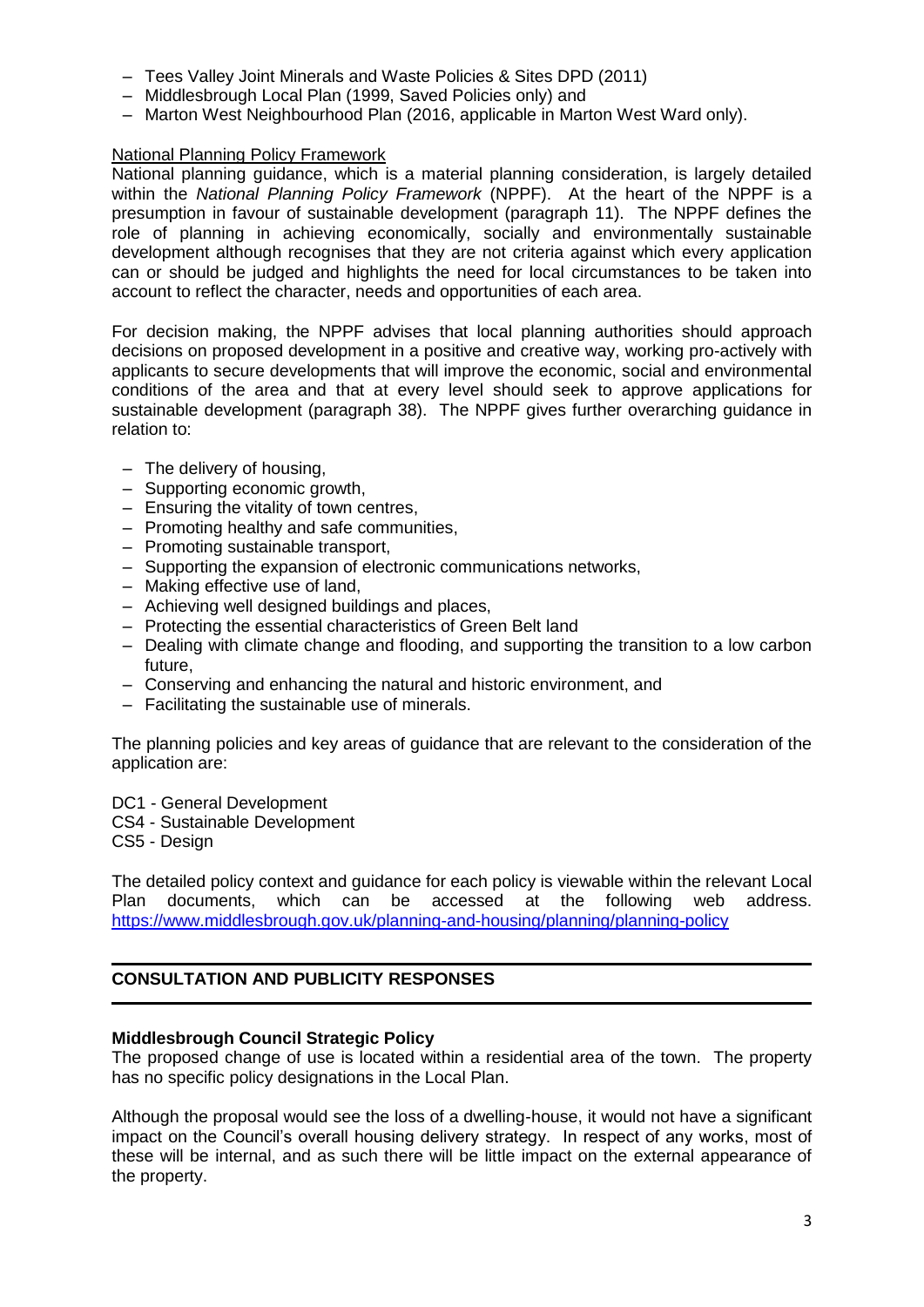- Tees Valley Joint Minerals and Waste Policies & Sites DPD (2011)
- Middlesbrough Local Plan (1999, Saved Policies only) and
- Marton West Neighbourhood Plan (2016, applicable in Marton West Ward only).

National Planning Policy Framework

National planning guidance, which is a material planning consideration, is largely detailed within the *National Planning Policy Framework* (NPPF). At the heart of the NPPF is a presumption in favour of sustainable development (paragraph 11). The NPPF defines the role of planning in achieving economically, socially and environmentally sustainable development although recognises that they are not criteria against which every application can or should be judged and highlights the need for local circumstances to be taken into account to reflect the character, needs and opportunities of each area.

For decision making, the NPPF advises that local planning authorities should approach decisions on proposed development in a positive and creative way, working pro-actively with applicants to secure developments that will improve the economic, social and environmental conditions of the area and that at every level should seek to approve applications for sustainable development (paragraph 38). The NPPF gives further overarching guidance in relation to:

- The delivery of housing,
- Supporting economic growth,
- Ensuring the vitality of town centres,
- Promoting healthy and safe communities,
- Promoting sustainable transport,
- Supporting the expansion of electronic communications networks,
- Making effective use of land,
- Achieving well designed buildings and places,
- Protecting the essential characteristics of Green Belt land
- Dealing with climate change and flooding, and supporting the transition to a low carbon future,
- Conserving and enhancing the natural and historic environment, and
- Facilitating the sustainable use of minerals.

The planning policies and key areas of guidance that are relevant to the consideration of the application are:

DC1 - General Development
CS4 - Sustainable Development
CS5 - Design

The detailed policy context and guidance for each policy is viewable within the relevant Local Plan documents, which can be accessed at the following web address. https://www.middlesbrough.gov.uk/planning-and-housing/planning/planning-policy

## CONSULTATION AND PUBLICITY RESPONSES

**Middlesbrough Council Strategic Policy**

The proposed change of use is located within a residential area of the town. The property has no specific policy designations in the Local Plan.

Although the proposal would see the loss of a dwelling-house, it would not have a significant impact on the Council's overall housing delivery strategy. In respect of any works, most of these will be internal, and as such there will be little impact on the external appearance of the property.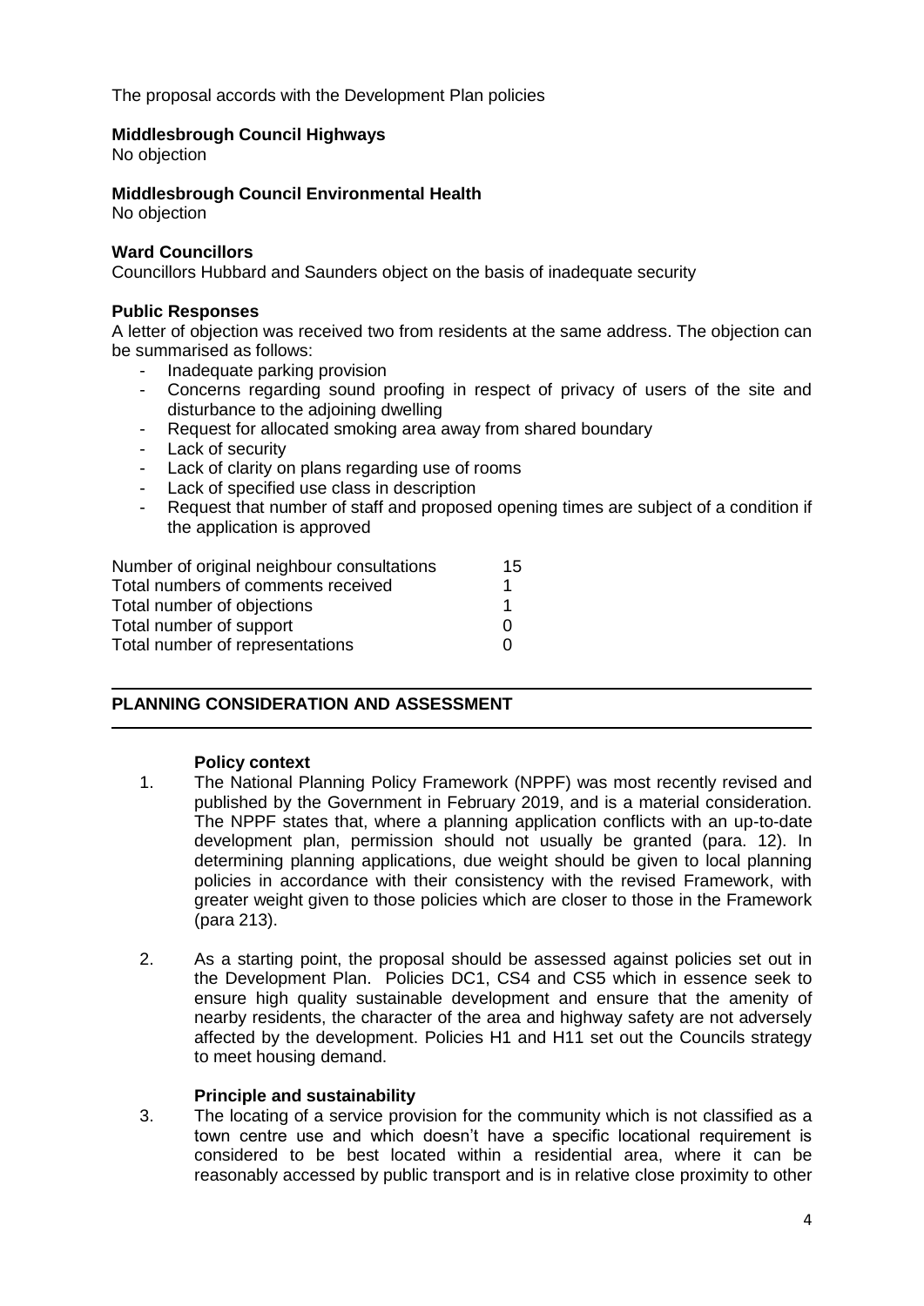The proposal accords with the Development Plan policies

**Middlesbrough Council Highways**
No objection

**Middlesbrough Council Environmental Health**
No objection

**Ward Councillors**
Councillors Hubbard and Saunders object on the basis of inadequate security

**Public Responses**
A letter of objection was received two from residents at the same address. The objection can be summarised as follows:

- Inadequate parking provision
- Concerns regarding sound proofing in respect of privacy of users of the site and disturbance to the adjoining dwelling
- Request for allocated smoking area away from shared boundary
- Lack of security
- Lack of clarity on plans regarding use of rooms
- Lack of specified use class in description
- Request that number of staff and proposed opening times are subject of a condition if the application is approved

| | |
|---|---|
| Number of original neighbour consultations | 15 |
| Total numbers of comments received | 1 |
| Total number of objections | 1 |
| Total number of support | 0 |
| Total number of representations | 0 |

## PLANNING CONSIDERATION AND ASSESSMENT

**Policy context**

1. The National Planning Policy Framework (NPPF) was most recently revised and published by the Government in February 2019, and is a material consideration. The NPPF states that, where a planning application conflicts with an up-to-date development plan, permission should not usually be granted (para. 12). In determining planning applications, due weight should be given to local planning policies in accordance with their consistency with the revised Framework, with greater weight given to those policies which are closer to those in the Framework (para 213).

2. As a starting point, the proposal should be assessed against policies set out in the Development Plan. Policies DC1, CS4 and CS5 which in essence seek to ensure high quality sustainable development and ensure that the amenity of nearby residents, the character of the area and highway safety are not adversely affected by the development. Policies H1 and H11 set out the Councils strategy to meet housing demand.

**Principle and sustainability**

3. The locating of a service provision for the community which is not classified as a town centre use and which doesn't have a specific locational requirement is considered to be best located within a residential area, where it can be reasonably accessed by public transport and is in relative close proximity to other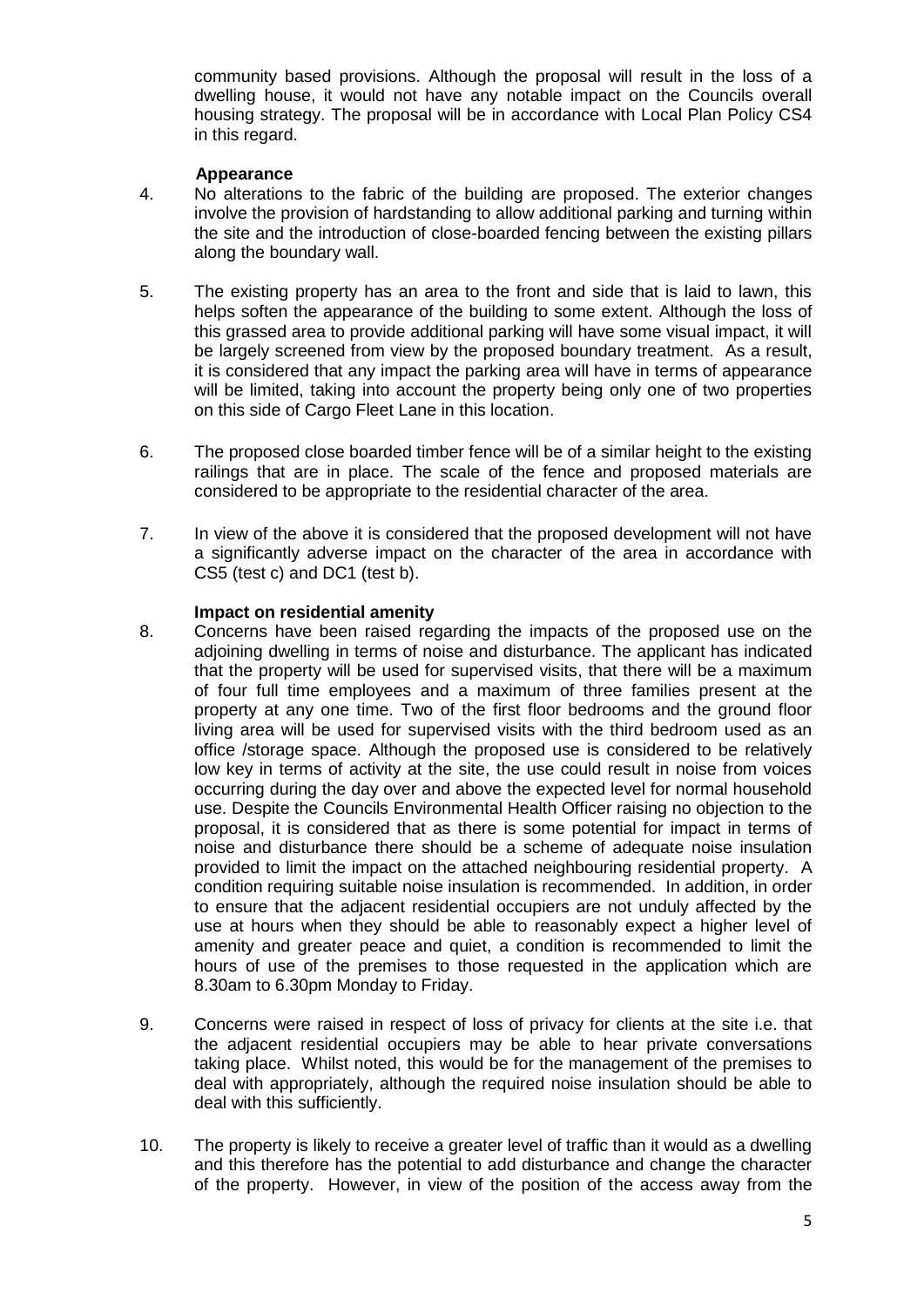community based provisions. Although the proposal will result in the loss of a dwelling house, it would not have any notable impact on the Councils overall housing strategy. The proposal will be in accordance with Local Plan Policy CS4 in this regard.

**Appearance**

4. No alterations to the fabric of the building are proposed. The exterior changes involve the provision of hardstanding to allow additional parking and turning within the site and the introduction of close-boarded fencing between the existing pillars along the boundary wall.

5. The existing property has an area to the front and side that is laid to lawn, this helps soften the appearance of the building to some extent. Although the loss of this grassed area to provide additional parking will have some visual impact, it will be largely screened from view by the proposed boundary treatment. As a result, it is considered that any impact the parking area will have in terms of appearance will be limited, taking into account the property being only one of two properties on this side of Cargo Fleet Lane in this location.

6. The proposed close boarded timber fence will be of a similar height to the existing railings that are in place. The scale of the fence and proposed materials are considered to be appropriate to the residential character of the area.

7. In view of the above it is considered that the proposed development will not have a significantly adverse impact on the character of the area in accordance with CS5 (test c) and DC1 (test b).

**Impact on residential amenity**

8. Concerns have been raised regarding the impacts of the proposed use on the adjoining dwelling in terms of noise and disturbance. The applicant has indicated that the property will be used for supervised visits, that there will be a maximum of four full time employees and a maximum of three families present at the property at any one time. Two of the first floor bedrooms and the ground floor living area will be used for supervised visits with the third bedroom used as an office /storage space. Although the proposed use is considered to be relatively low key in terms of activity at the site, the use could result in noise from voices occurring during the day over and above the expected level for normal household use. Despite the Councils Environmental Health Officer raising no objection to the proposal, it is considered that as there is some potential for impact in terms of noise and disturbance there should be a scheme of adequate noise insulation provided to limit the impact on the attached neighbouring residential property. A condition requiring suitable noise insulation is recommended. In addition, in order to ensure that the adjacent residential occupiers are not unduly affected by the use at hours when they should be able to reasonably expect a higher level of amenity and greater peace and quiet, a condition is recommended to limit the hours of use of the premises to those requested in the application which are 8.30am to 6.30pm Monday to Friday.

9. Concerns were raised in respect of loss of privacy for clients at the site i.e. that the adjacent residential occupiers may be able to hear private conversations taking place. Whilst noted, this would be for the management of the premises to deal with appropriately, although the required noise insulation should be able to deal with this sufficiently.

10. The property is likely to receive a greater level of traffic than it would as a dwelling and this therefore has the potential to add disturbance and change the character of the property. However, in view of the position of the access away from the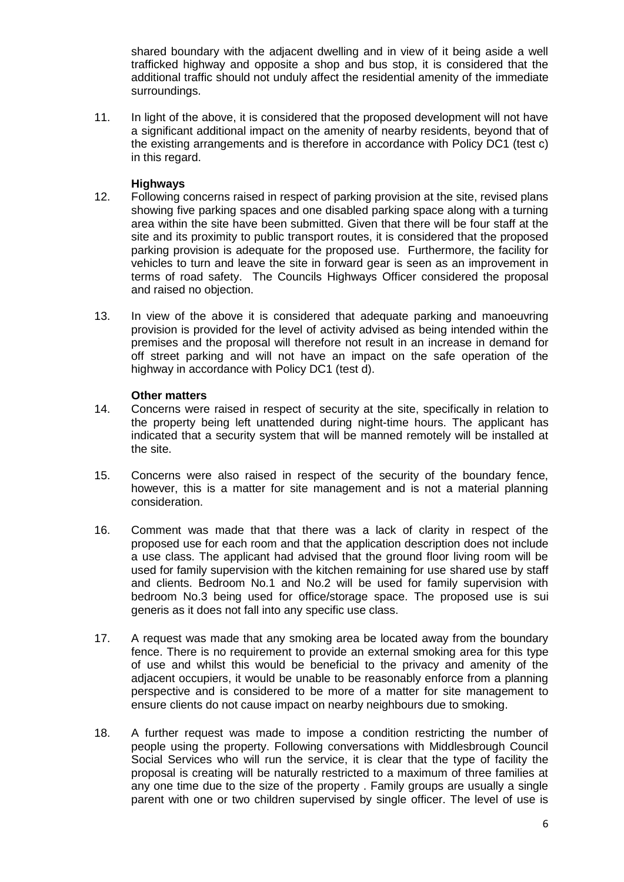shared boundary with the adjacent dwelling and in view of it being aside a well trafficked highway and opposite a shop and bus stop, it is considered that the additional traffic should not unduly affect the residential amenity of the immediate surroundings.

11. In light of the above, it is considered that the proposed development will not have a significant additional impact on the amenity of nearby residents, beyond that of the existing arrangements and is therefore in accordance with Policy DC1 (test c) in this regard.

**Highways**

12. Following concerns raised in respect of parking provision at the site, revised plans showing five parking spaces and one disabled parking space along with a turning area within the site have been submitted. Given that there will be four staff at the site and its proximity to public transport routes, it is considered that the proposed parking provision is adequate for the proposed use. Furthermore, the facility for vehicles to turn and leave the site in forward gear is seen as an improvement in terms of road safety. The Councils Highways Officer considered the proposal and raised no objection.

13. In view of the above it is considered that adequate parking and manoeuvring provision is provided for the level of activity advised as being intended within the premises and the proposal will therefore not result in an increase in demand for off street parking and will not have an impact on the safe operation of the highway in accordance with Policy DC1 (test d).

**Other matters**

14. Concerns were raised in respect of security at the site, specifically in relation to the property being left unattended during night-time hours. The applicant has indicated that a security system that will be manned remotely will be installed at the site.

15. Concerns were also raised in respect of the security of the boundary fence, however, this is a matter for site management and is not a material planning consideration.

16. Comment was made that that there was a lack of clarity in respect of the proposed use for each room and that the application description does not include a use class. The applicant had advised that the ground floor living room will be used for family supervision with the kitchen remaining for use shared use by staff and clients. Bedroom No.1 and No.2 will be used for family supervision with bedroom No.3 being used for office/storage space. The proposed use is sui generis as it does not fall into any specific use class.

17. A request was made that any smoking area be located away from the boundary fence. There is no requirement to provide an external smoking area for this type of use and whilst this would be beneficial to the privacy and amenity of the adjacent occupiers, it would be unable to be reasonably enforce from a planning perspective and is considered to be more of a matter for site management to ensure clients do not cause impact on nearby neighbours due to smoking.

18. A further request was made to impose a condition restricting the number of people using the property. Following conversations with Middlesbrough Council Social Services who will run the service, it is clear that the type of facility the proposal is creating will be naturally restricted to a maximum of three families at any one time due to the size of the property . Family groups are usually a single parent with one or two children supervised by single officer. The level of use is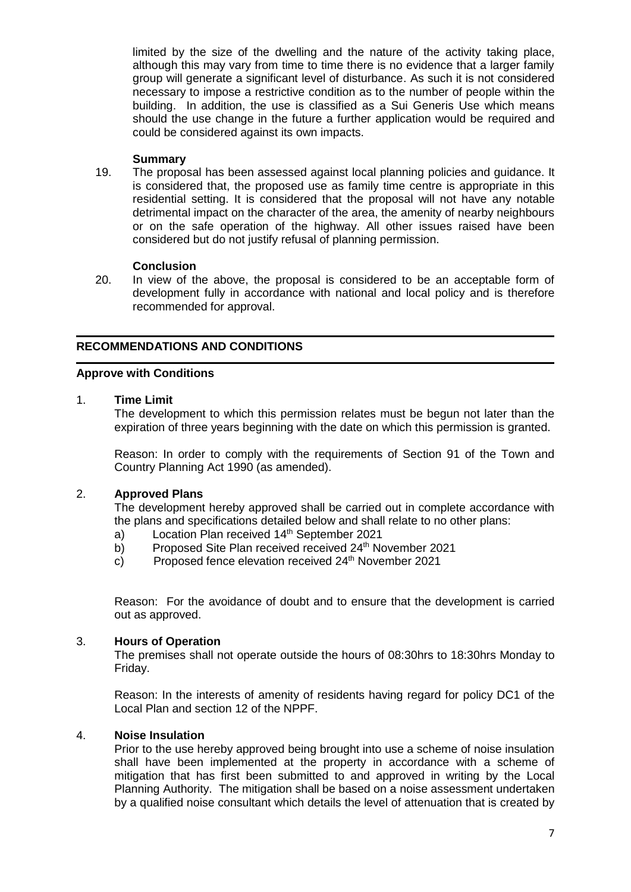limited by the size of the dwelling and the nature of the activity taking place, although this may vary from time to time there is no evidence that a larger family group will generate a significant level of disturbance. As such it is not considered necessary to impose a restrictive condition as to the number of people within the building. In addition, the use is classified as a Sui Generis Use which means should the use change in the future a further application would be required and could be considered against its own impacts.

**Summary**

19. The proposal has been assessed against local planning policies and guidance. It is considered that, the proposed use as family time centre is appropriate in this residential setting. It is considered that the proposal will not have any notable detrimental impact on the character of the area, the amenity of nearby neighbours or on the safe operation of the highway. All other issues raised have been considered but do not justify refusal of planning permission.

**Conclusion**

20. In view of the above, the proposal is considered to be an acceptable form of development fully in accordance with national and local policy and is therefore recommended for approval.

## RECOMMENDATIONS AND CONDITIONS

**Approve with Conditions**

1. **Time Limit**

   The development to which this permission relates must be begun not later than the expiration of three years beginning with the date on which this permission is granted.

   Reason: In order to comply with the requirements of Section 91 of the Town and Country Planning Act 1990 (as amended).

2. **Approved Plans**

   The development hereby approved shall be carried out in complete accordance with the plans and specifications detailed below and shall relate to no other plans:

   a) Location Plan received 14th September 2021
   b) Proposed Site Plan received received 24th November 2021
   c) Proposed fence elevation received 24th November 2021

   Reason: For the avoidance of doubt and to ensure that the development is carried out as approved.

3. **Hours of Operation**

   The premises shall not operate outside the hours of 08:30hrs to 18:30hrs Monday to Friday.

   Reason: In the interests of amenity of residents having regard for policy DC1 of the Local Plan and section 12 of the NPPF.

4. **Noise Insulation**

   Prior to the use hereby approved being brought into use a scheme of noise insulation shall have been implemented at the property in accordance with a scheme of mitigation that has first been submitted to and approved in writing by the Local Planning Authority. The mitigation shall be based on a noise assessment undertaken by a qualified noise consultant which details the level of attenuation that is created by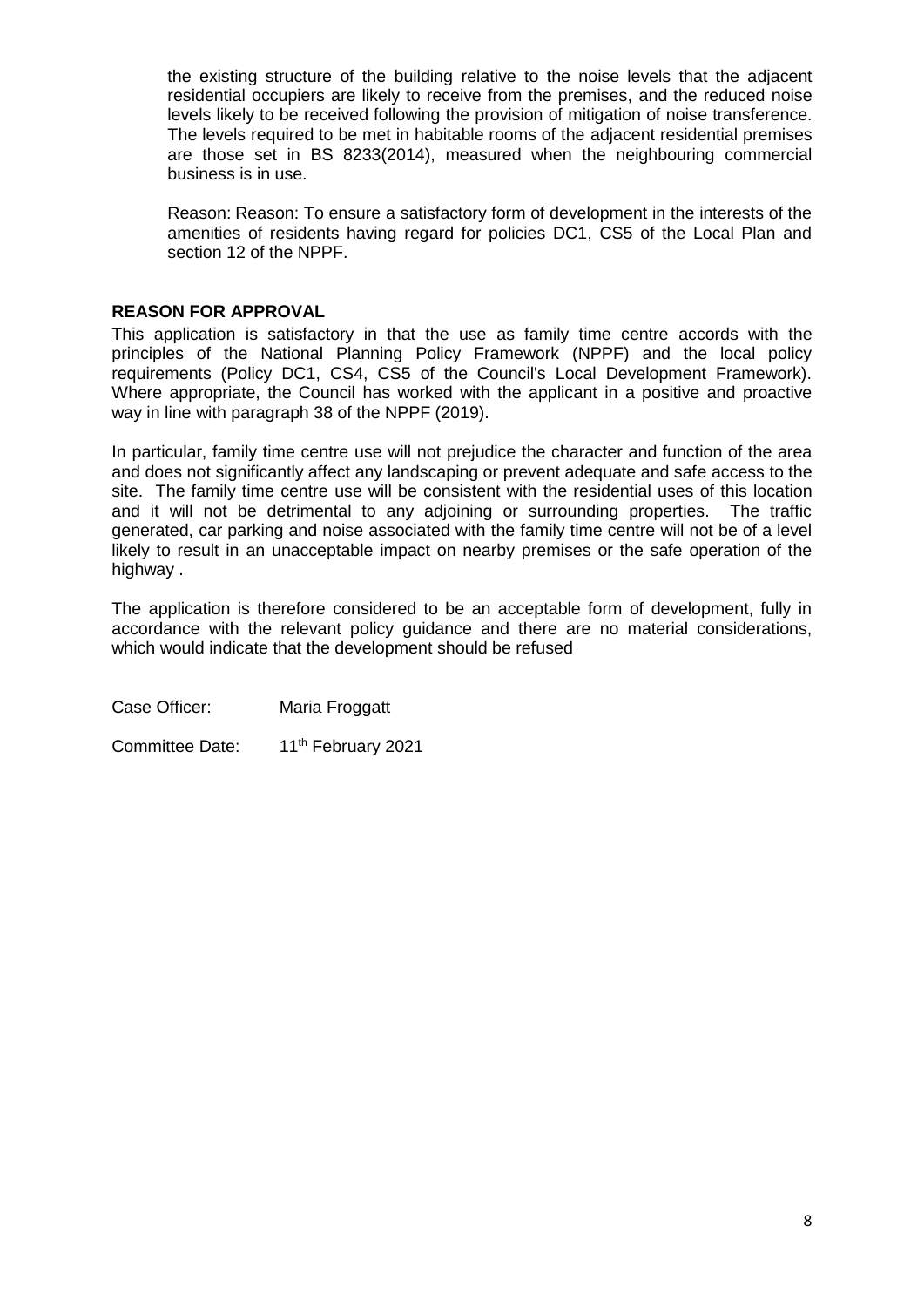the existing structure of the building relative to the noise levels that the adjacent residential occupiers are likely to receive from the premises, and the reduced noise levels likely to be received following the provision of mitigation of noise transference. The levels required to be met in habitable rooms of the adjacent residential premises are those set in BS 8233(2014), measured when the neighbouring commercial business is in use.

Reason: Reason: To ensure a satisfactory form of development in the interests of the amenities of residents having regard for policies DC1, CS5 of the Local Plan and section 12 of the NPPF.

**REASON FOR APPROVAL**

This application is satisfactory in that the use as family time centre accords with the principles of the National Planning Policy Framework (NPPF) and the local policy requirements (Policy DC1, CS4, CS5 of the Council's Local Development Framework). Where appropriate, the Council has worked with the applicant in a positive and proactive way in line with paragraph 38 of the NPPF (2019).

In particular, family time centre use will not prejudice the character and function of the area and does not significantly affect any landscaping or prevent adequate and safe access to the site. The family time centre use will be consistent with the residential uses of this location and it will not be detrimental to any adjoining or surrounding properties. The traffic generated, car parking and noise associated with the family time centre will not be of a level likely to result in an unacceptable impact on nearby premises or the safe operation of the highway .

The application is therefore considered to be an acceptable form of development, fully in accordance with the relevant policy guidance and there are no material considerations, which would indicate that the development should be refused

Case Officer: Maria Froggatt

Committee Date: 11th February 2021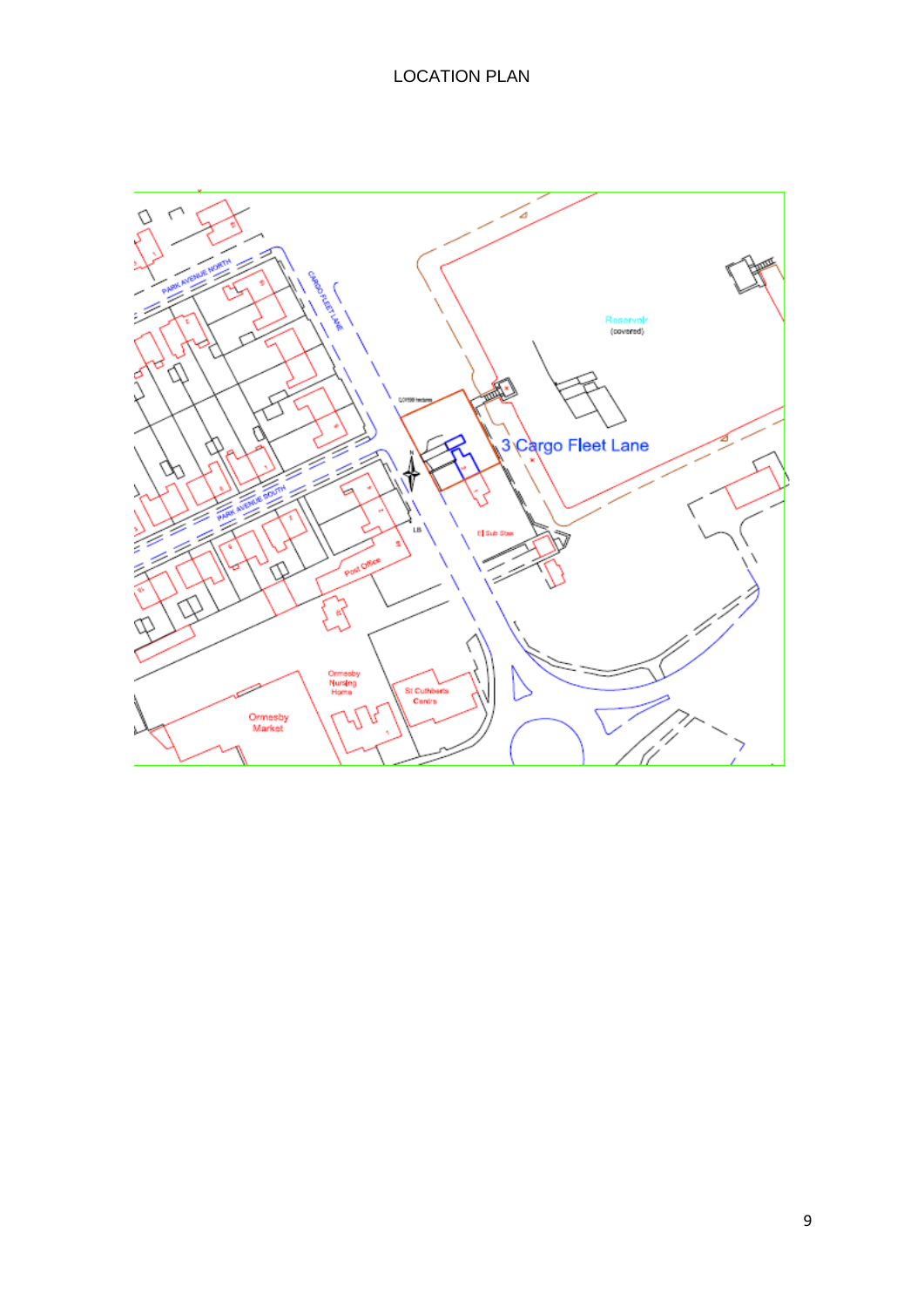# LOCATION PLAN

PARK AVENUE NORTH

CARGO FLEET LANE

Reservoir
(covered)

3 Cargo Fleet Lane

PARK AVENUE SOUTH

El Sub Sta

LB

Post Office

Ormesby
Nursing
Home

St Cuthberts
Centre

Ormesby
Market